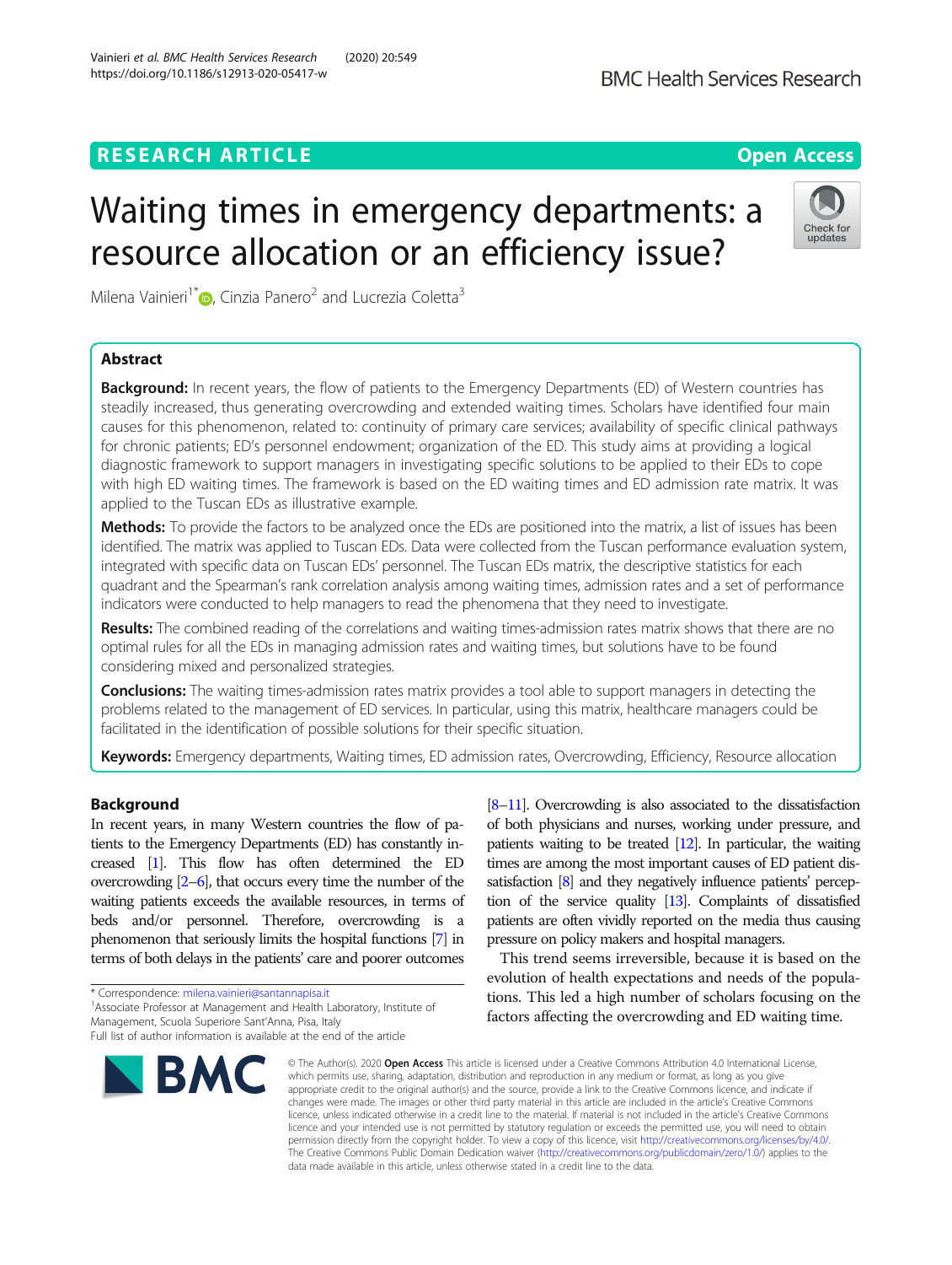RESEARCH ARTICLE

Open Access

# Waiting times in emergency departments: a resource allocation or an efficiency issue?

Milena Vainieri[1*], Cinzia Panero[2] and Lucrezia Coletta[3]

## Abstract

**Background:** In recent years, the flow of patients to the Emergency Departments (ED) of Western countries has steadily increased, thus generating overcrowding and extended waiting times. Scholars have identified four main causes for this phenomenon, related to: continuity of primary care services; availability of specific clinical pathways for chronic patients; ED's personnel endowment; organization of the ED. This study aims at providing a logical diagnostic framework to support managers in investigating specific solutions to be applied to their EDs to cope with high ED waiting times. The framework is based on the ED waiting times and ED admission rate matrix. It was applied to the Tuscan EDs as illustrative example.

**Methods:** To provide the factors to be analyzed once the EDs are positioned into the matrix, a list of issues has been identified. The matrix was applied to Tuscan EDs. Data were collected from the Tuscan performance evaluation system, integrated with specific data on Tuscan EDs' personnel. The Tuscan EDs matrix, the descriptive statistics for each quadrant and the Spearman's rank correlation analysis among waiting times, admission rates and a set of performance indicators were conducted to help managers to read the phenomena that they need to investigate.

**Results:** The combined reading of the correlations and waiting times-admission rates matrix shows that there are no optimal rules for all the EDs in managing admission rates and waiting times, but solutions have to be found considering mixed and personalized strategies.

**Conclusions:** The waiting times-admission rates matrix provides a tool able to support managers in detecting the problems related to the management of ED services. In particular, using this matrix, healthcare managers could be facilitated in the identification of possible solutions for their specific situation.

**Keywords:** Emergency departments, Waiting times, ED admission rates, Overcrowding, Efficiency, Resource allocation

## Background

In recent years, in many Western countries the flow of patients to the Emergency Departments (ED) has constantly increased [1]. This flow has often determined the ED overcrowding [2–6], that occurs every time the number of the waiting patients exceeds the available resources, in terms of beds and/or personnel. Therefore, overcrowding is a phenomenon that seriously limits the hospital functions [7] in terms of both delays in the patients' care and poorer outcomes [8–11]. Overcrowding is also associated to the dissatisfaction of both physicians and nurses, working under pressure, and patients waiting to be treated [12]. In particular, the waiting times are among the most important causes of ED patient dissatisfaction [8] and they negatively influence patients' perception of the service quality [13]. Complaints of dissatisfied patients are often vividly reported on the media thus causing pressure on policy makers and hospital managers.

This trend seems irreversible, because it is based on the evolution of health expectations and needs of the populations. This led a high number of scholars focusing on the factors affecting the overcrowding and ED waiting time.

\* Correspondence: milena.vainieri@santannapisa.it
[1]Associate Professor at Management and Health Laboratory, Institute of Management, Scuola Superiore Sant'Anna, Pisa, Italy
Full list of author information is available at the end of the article

© The Author(s). 2020 **Open Access** This article is licensed under a Creative Commons Attribution 4.0 International License, which permits use, sharing, adaptation, distribution and reproduction in any medium or format, as long as you give appropriate credit to the original author(s) and the source, provide a link to the Creative Commons licence, and indicate if changes were made. The images or other third party material in this article are included in the article's Creative Commons licence, unless indicated otherwise in a credit line to the material. If material is not included in the article's Creative Commons licence and your intended use is not permitted by statutory regulation or exceeds the permitted use, you will need to obtain permission directly from the copyright holder. To view a copy of this licence, visit http://creativecommons.org/licenses/by/4.0/. The Creative Commons Public Domain Dedication waiver (http://creativecommons.org/publicdomain/zero/1.0/) applies to the data made available in this article, unless otherwise stated in a credit line to the data.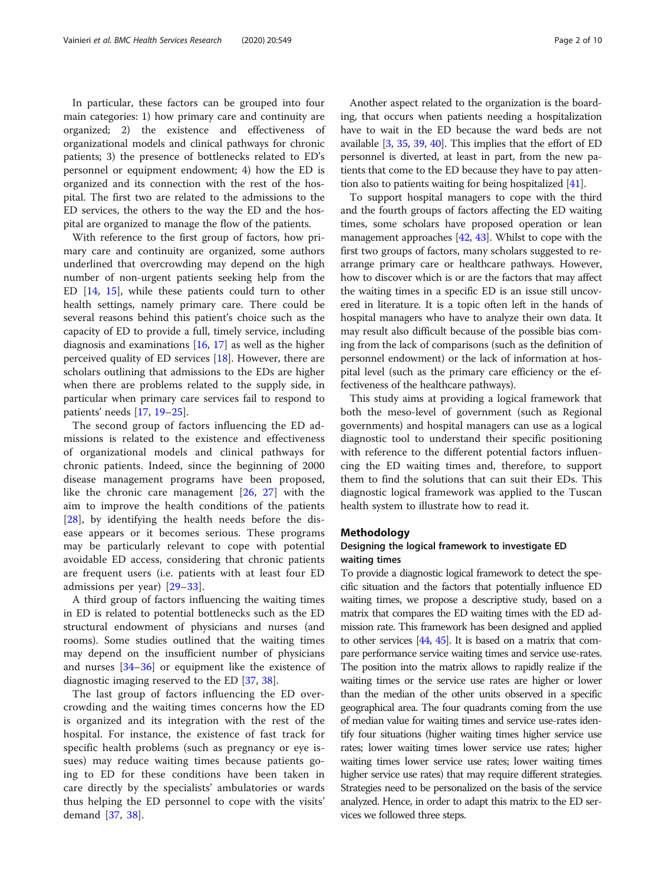In particular, these factors can be grouped into four main categories: 1) how primary care and continuity are organized; 2) the existence and effectiveness of organizational models and clinical pathways for chronic patients; 3) the presence of bottlenecks related to ED's personnel or equipment endowment; 4) how the ED is organized and its connection with the rest of the hospital. The first two are related to the admissions to the ED services, the others to the way the ED and the hospital are organized to manage the flow of the patients.

With reference to the first group of factors, how primary care and continuity are organized, some authors underlined that overcrowding may depend on the high number of non-urgent patients seeking help from the ED [14, 15], while these patients could turn to other health settings, namely primary care. There could be several reasons behind this patient's choice such as the capacity of ED to provide a full, timely service, including diagnosis and examinations [16, 17] as well as the higher perceived quality of ED services [18]. However, there are scholars outlining that admissions to the EDs are higher when there are problems related to the supply side, in particular when primary care services fail to respond to patients' needs [17, 19–25].

The second group of factors influencing the ED admissions is related to the existence and effectiveness of organizational models and clinical pathways for chronic patients. Indeed, since the beginning of 2000 disease management programs have been proposed, like the chronic care management [26, 27] with the aim to improve the health conditions of the patients [28], by identifying the health needs before the disease appears or it becomes serious. These programs may be particularly relevant to cope with potential avoidable ED access, considering that chronic patients are frequent users (i.e. patients with at least four ED admissions per year) [29–33].

A third group of factors influencing the waiting times in ED is related to potential bottlenecks such as the ED structural endowment of physicians and nurses (and rooms). Some studies outlined that the waiting times may depend on the insufficient number of physicians and nurses [34–36] or equipment like the existence of diagnostic imaging reserved to the ED [37, 38].

The last group of factors influencing the ED overcrowding and the waiting times concerns how the ED is organized and its integration with the rest of the hospital. For instance, the existence of fast track for specific health problems (such as pregnancy or eye issues) may reduce waiting times because patients going to ED for these conditions have been taken in care directly by the specialists' ambulatories or wards thus helping the ED personnel to cope with the visits' demand [37, 38].

Another aspect related to the organization is the boarding, that occurs when patients needing a hospitalization have to wait in the ED because the ward beds are not available [3, 35, 39, 40]. This implies that the effort of ED personnel is diverted, at least in part, from the new patients that come to the ED because they have to pay attention also to patients waiting for being hospitalized [41].

To support hospital managers to cope with the third and the fourth groups of factors affecting the ED waiting times, some scholars have proposed operation or lean management approaches [42, 43]. Whilst to cope with the first two groups of factors, many scholars suggested to rearrange primary care or healthcare pathways. However, how to discover which is or are the factors that may affect the waiting times in a specific ED is an issue still uncovered in literature. It is a topic often left in the hands of hospital managers who have to analyze their own data. It may result also difficult because of the possible bias coming from the lack of comparisons (such as the definition of personnel endowment) or the lack of information at hospital level (such as the primary care efficiency or the effectiveness of the healthcare pathways).

This study aims at providing a logical framework that both the meso-level of government (such as Regional governments) and hospital managers can use as a logical diagnostic tool to understand their specific positioning with reference to the different potential factors influencing the ED waiting times and, therefore, to support them to find the solutions that can suit their EDs. This diagnostic logical framework was applied to the Tuscan health system to illustrate how to read it.

## Methodology

### Designing the logical framework to investigate ED waiting times

To provide a diagnostic logical framework to detect the specific situation and the factors that potentially influence ED waiting times, we propose a descriptive study, based on a matrix that compares the ED waiting times with the ED admission rate. This framework has been designed and applied to other services [44, 45]. It is based on a matrix that compare performance service waiting times and service use-rates. The position into the matrix allows to rapidly realize if the waiting times or the service use rates are higher or lower than the median of the other units observed in a specific geographical area. The four quadrants coming from the use of median value for waiting times and service use-rates identify four situations (higher waiting times higher service use rates; lower waiting times lower service use rates; higher waiting times lower service use rates; lower waiting times higher service use rates) that may require different strategies. Strategies need to be personalized on the basis of the service analyzed. Hence, in order to adapt this matrix to the ED services we followed three steps.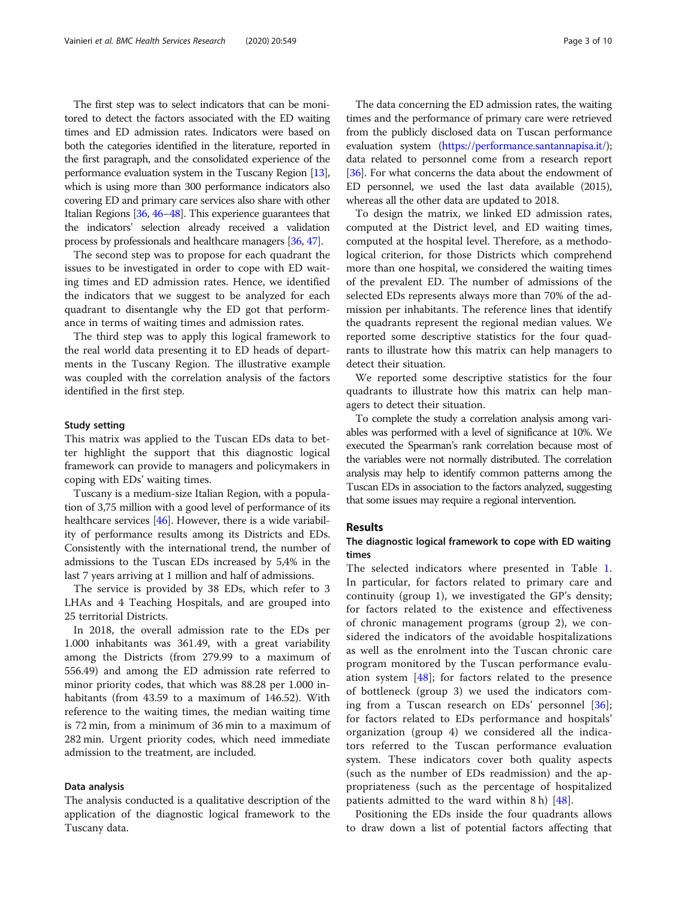The first step was to select indicators that can be monitored to detect the factors associated with the ED waiting times and ED admission rates. Indicators were based on both the categories identified in the literature, reported in the first paragraph, and the consolidated experience of the performance evaluation system in the Tuscany Region [13], which is using more than 300 performance indicators also covering ED and primary care services also share with other Italian Regions [36, 46–48]. This experience guarantees that the indicators' selection already received a validation process by professionals and healthcare managers [36, 47].

The second step was to propose for each quadrant the issues to be investigated in order to cope with ED waiting times and ED admission rates. Hence, we identified the indicators that we suggest to be analyzed for each quadrant to disentangle why the ED got that performance in terms of waiting times and admission rates.

The third step was to apply this logical framework to the real world data presenting it to ED heads of departments in the Tuscany Region. The illustrative example was coupled with the correlation analysis of the factors identified in the first step.

### Study setting

This matrix was applied to the Tuscan EDs data to better highlight the support that this diagnostic logical framework can provide to managers and policymakers in coping with EDs' waiting times.

Tuscany is a medium-size Italian Region, with a population of 3,75 million with a good level of performance of its healthcare services [46]. However, there is a wide variability of performance results among its Districts and EDs. Consistently with the international trend, the number of admissions to the Tuscan EDs increased by 5,4% in the last 7 years arriving at 1 million and half of admissions.

The service is provided by 38 EDs, which refer to 3 LHAs and 4 Teaching Hospitals, and are grouped into 25 territorial Districts.

In 2018, the overall admission rate to the EDs per 1.000 inhabitants was 361.49, with a great variability among the Districts (from 279.99 to a maximum of 556.49) and among the ED admission rate referred to minor priority codes, that which was 88.28 per 1.000 inhabitants (from 43.59 to a maximum of 146.52). With reference to the waiting times, the median waiting time is 72 min, from a minimum of 36 min to a maximum of 282 min. Urgent priority codes, which need immediate admission to the treatment, are included.

### Data analysis

The analysis conducted is a qualitative description of the application of the diagnostic logical framework to the Tuscany data.

The data concerning the ED admission rates, the waiting times and the performance of primary care were retrieved from the publicly disclosed data on Tuscan performance evaluation system (https://performance.santannapisa.it/); data related to personnel come from a research report [36]. For what concerns the data about the endowment of ED personnel, we used the last data available (2015), whereas all the other data are updated to 2018.

To design the matrix, we linked ED admission rates, computed at the District level, and ED waiting times, computed at the hospital level. Therefore, as a methodological criterion, for those Districts which comprehend more than one hospital, we considered the waiting times of the prevalent ED. The number of admissions of the selected EDs represents always more than 70% of the admission per inhabitants. The reference lines that identify the quadrants represent the regional median values. We reported some descriptive statistics for the four quadrants to illustrate how this matrix can help managers to detect their situation.

We reported some descriptive statistics for the four quadrants to illustrate how this matrix can help managers to detect their situation.

To complete the study a correlation analysis among variables was performed with a level of significance at 10%. We executed the Spearman's rank correlation because most of the variables were not normally distributed. The correlation analysis may help to identify common patterns among the Tuscan EDs in association to the factors analyzed, suggesting that some issues may require a regional intervention.

## Results

### The diagnostic logical framework to cope with ED waiting times

The selected indicators where presented in Table 1. In particular, for factors related to primary care and continuity (group 1), we investigated the GP's density; for factors related to the existence and effectiveness of chronic management programs (group 2), we considered the indicators of the avoidable hospitalizations as well as the enrolment into the Tuscan chronic care program monitored by the Tuscan performance evaluation system [48]; for factors related to the presence of bottleneck (group 3) we used the indicators coming from a Tuscan research on EDs' personnel [36]; for factors related to EDs performance and hospitals' organization (group 4) we considered all the indicators referred to the Tuscan performance evaluation system. These indicators cover both quality aspects (such as the number of EDs readmission) and the appropriateness (such as the percentage of hospitalized patients admitted to the ward within 8 h) [48].

Positioning the EDs inside the four quadrants allows to draw down a list of potential factors affecting that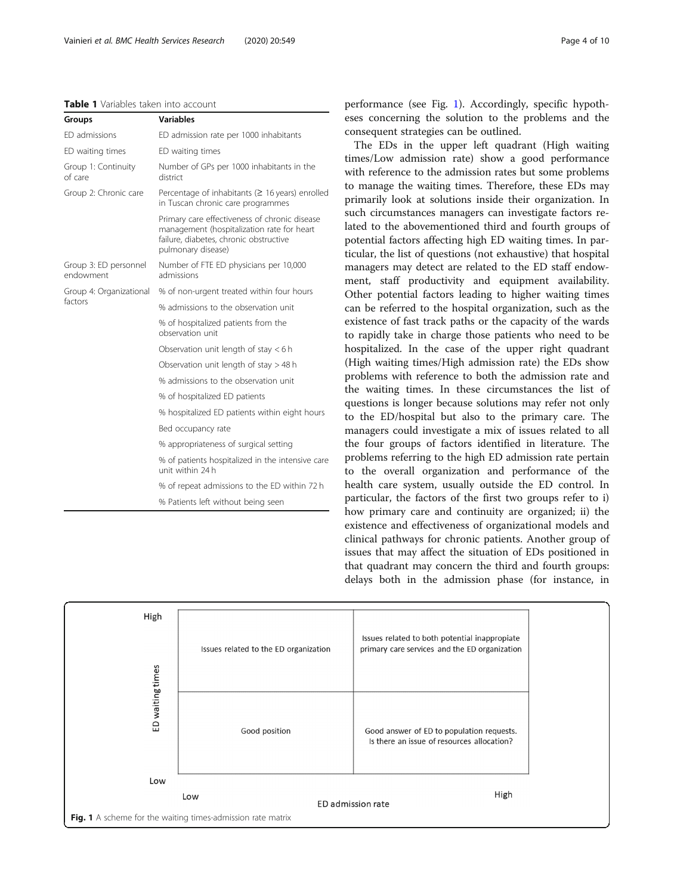**Table 1** Variables taken into account

| Groups | Variables |
| --- | --- |
| ED admissions | ED admission rate per 1000 inhabitants |
| ED waiting times | ED waiting times |
| Group 1: Continuity of care | Number of GPs per 1000 inhabitants in the district |
| Group 2: Chronic care | Percentage of inhabitants (≥ 16 years) enrolled in Tuscan chronic care programmes |
| | Primary care effectiveness of chronic disease management (hospitalization rate for heart failure, diabetes, chronic obstructive pulmonary disease) |
| Group 3: ED personnel endowment | Number of FTE ED physicians per 10,000 admissions |
| Group 4: Organizational factors | % of non-urgent treated within four hours |
| | % admissions to the observation unit |
| | % of hospitalized patients from the observation unit |
| | Observation unit length of stay < 6 h |
| | Observation unit length of stay > 48 h |
| | % admissions to the observation unit |
| | % of hospitalized ED patients |
| | % hospitalized ED patients within eight hours |
| | Bed occupancy rate |
| | % appropriateness of surgical setting |
| | % of patients hospitalized in the intensive care unit within 24 h |
| | % of repeat admissions to the ED within 72 h |
| | % Patients left without being seen |

performance (see Fig. 1). Accordingly, specific hypotheses concerning the solution to the problems and the consequent strategies can be outlined.

The EDs in the upper left quadrant (High waiting times/Low admission rate) show a good performance with reference to the admission rates but some problems to manage the waiting times. Therefore, these EDs may primarily look at solutions inside their organization. In such circumstances managers can investigate factors related to the abovementioned third and fourth groups of potential factors affecting high ED waiting times. In particular, the list of questions (not exhaustive) that hospital managers may detect are related to the ED staff endowment, staff productivity and equipment availability. Other potential factors leading to higher waiting times can be referred to the hospital organization, such as the existence of fast track paths or the capacity of the wards to rapidly take in charge those patients who need to be hospitalized. In the case of the upper right quadrant (High waiting times/High admission rate) the EDs show problems with reference to both the admission rate and the waiting times. In these circumstances the list of questions is longer because solutions may refer not only to the ED/hospital but also to the primary care. The managers could investigate a mix of issues related to all the four groups of factors identified in literature. The problems referring to the high ED admission rate pertain to the overall organization and performance of the health care system, usually outside the ED control. In particular, the factors of the first two groups refer to i) how primary care and continuity are organized; ii) the existence and effectiveness of organizational models and clinical pathways for chronic patients. Another group of issues that may affect the situation of EDs positioned in that quadrant may concern the third and fourth groups: delays both in the admission phase (for instance, in

High

ED waiting times

Low

Issues related to the ED organization

Issues related to both potential inappropiate primary care services and the ED organization

Good position

Good answer of ED to population requests. Is there an issue of resources allocation?

Low

ED admission rate

High

**Fig. 1** A scheme for the waiting times-admission rate matrix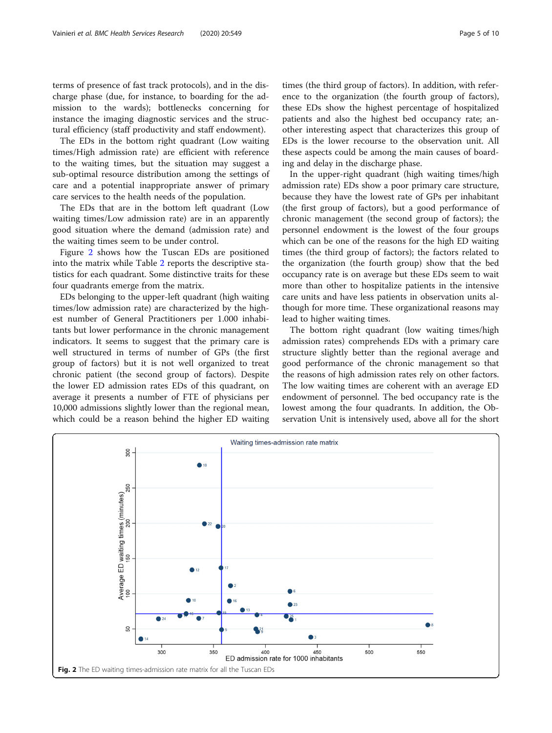terms of presence of fast track protocols), and in the discharge phase (due, for instance, to boarding for the admission to the wards); bottlenecks concerning for instance the imaging diagnostic services and the structural efficiency (staff productivity and staff endowment).

The EDs in the bottom right quadrant (Low waiting times/High admission rate) are efficient with reference to the waiting times, but the situation may suggest a sub-optimal resource distribution among the settings of care and a potential inappropriate answer of primary care services to the health needs of the population.

The EDs that are in the bottom left quadrant (Low waiting times/Low admission rate) are in an apparently good situation where the demand (admission rate) and the waiting times seem to be under control.

Figure 2 shows how the Tuscan EDs are positioned into the matrix while Table 2 reports the descriptive statistics for each quadrant. Some distinctive traits for these four quadrants emerge from the matrix.

EDs belonging to the upper-left quadrant (high waiting times/low admission rate) are characterized by the highest number of General Practitioners per 1.000 inhabitants but lower performance in the chronic management indicators. It seems to suggest that the primary care is well structured in terms of number of GPs (the first group of factors) but it is not well organized to treat chronic patient (the second group of factors). Despite the lower ED admission rates EDs of this quadrant, on average it presents a number of FTE of physicians per 10,000 admissions slightly lower than the regional mean, which could be a reason behind the higher ED waiting times (the third group of factors). In addition, with reference to the organization (the fourth group of factors), these EDs show the highest percentage of hospitalized patients and also the highest bed occupancy rate; another interesting aspect that characterizes this group of EDs is the lower recourse to the observation unit. All these aspects could be among the main causes of boarding and delay in the discharge phase.

In the upper-right quadrant (high waiting times/high admission rate) EDs show a poor primary care structure, because they have the lowest rate of GPs per inhabitant (the first group of factors), but a good performance of chronic management (the second group of factors); the personnel endowment is the lowest of the four groups which can be one of the reasons for the high ED waiting times (the third group of factors); the factors related to the organization (the fourth group) show that the bed occupancy rate is on average but these EDs seem to wait more than other to hospitalize patients in the intensive care units and have less patients in observation units although for more time. These organizational reasons may lead to higher waiting times.

The bottom right quadrant (low waiting times/high admission rates) comprehends EDs with a primary care structure slightly better than the regional average and good performance of the chronic management so that the reasons of high admission rates rely on other factors. The low waiting times are coherent with an average ED endowment of personnel. The bed occupancy rate is the lowest among the four quadrants. In addition, the Observation Unit is intensively used, above all for the short

Waiting times-admission rate matrix

Average ED waiting times (minutes)

300
250
200
150
100
50

300
350
400
450
500
550

ED admission rate for 1000 inhabitants

18
22
20
17
12
2
6
10
16
23
13
15
11
19
4
25
24
7
1
8
5
21
9
3
14

**Fig. 2** The ED waiting times-admission rate matrix for all the Tuscan EDs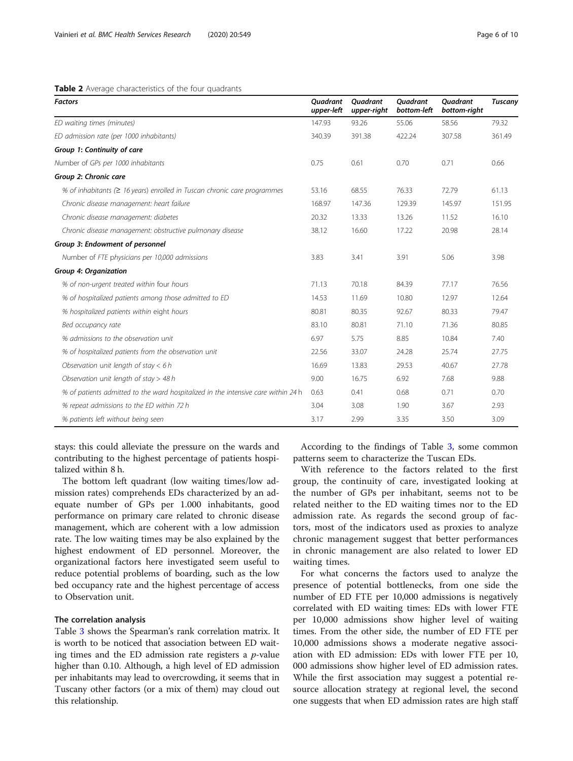**Table 2** Average characteristics of the four quadrants

| *Factors* | *Quadrant upper-left* | *Quadrant upper-right* | *Quadrant bottom-left* | *Quadrant bottom-right* | *Tuscany* |
|---|---|---|---|---|---|
| *ED waiting times (minutes)* | 147.93 | 93.26 | 55.06 | 58.56 | 79.32 |
| *ED admission rate (per 1000 inhabitants)* | 340.39 | 391.38 | 422.24 | 307.58 | 361.49 |
| ***Group 1: Continuity of care*** | | | | | |
| *Number of GPs per 1000 inhabitants* | 0.75 | 0.61 | 0.70 | 0.71 | 0.66 |
| ***Group 2: Chronic care*** | | | | | |
| *% of inhabitants (≥ 16 years) enrolled in Tuscan chronic care programmes* | 53.16 | 68.55 | 76.33 | 72.79 | 61.13 |
| *Chronic disease management: heart failure* | 168.97 | 147.36 | 129.39 | 145.97 | 151.95 |
| *Chronic disease management: diabetes* | 20.32 | 13.33 | 13.26 | 11.52 | 16.10 |
| *Chronic disease management: obstructive pulmonary disease* | 38.12 | 16.60 | 17.22 | 20.98 | 28.14 |
| ***Group 3: Endowment of personnel*** | | | | | |
| *Number of FTE physicians per 10,000 admissions* | 3.83 | 3.41 | 3.91 | 5.06 | 3.98 |
| ***Group 4: Organization*** | | | | | |
| *% of non-urgent treated within four hours* | 71.13 | 70.18 | 84.39 | 77.17 | 76.56 |
| *% of hospitalized patients among those admitted to ED* | 14.53 | 11.69 | 10.80 | 12.97 | 12.64 |
| *% hospitalized patients within eight hours* | 80.81 | 80.35 | 92.67 | 80.33 | 79.47 |
| *Bed occupancy rate* | 83.10 | 80.81 | 71.10 | 71.36 | 80.85 |
| *% admissions to the observation unit* | 6.97 | 5.75 | 8.85 | 10.84 | 7.40 |
| *% of hospitalized patients from the observation unit* | 22.56 | 33.07 | 24.28 | 25.74 | 27.75 |
| *Observation unit length of stay < 6 h* | 16.69 | 13.83 | 29.53 | 40.67 | 27.78 |
| *Observation unit length of stay > 48 h* | 9.00 | 16.75 | 6.92 | 7.68 | 9.88 |
| *% of patients admitted to the ward hospitalized in the intensive care within 24 h* | 0.63 | 0.41 | 0.68 | 0.71 | 0.70 |
| *% repeat admissions to the ED within 72 h* | 3.04 | 3.08 | 1.90 | 3.67 | 2.93 |
| *% patients left without being seen* | 3.17 | 2.99 | 3.35 | 3.50 | 3.09 |

stays: this could alleviate the pressure on the wards and contributing to the highest percentage of patients hospitalized within 8 h.

The bottom left quadrant (low waiting times/low admission rates) comprehends EDs characterized by an adequate number of GPs per 1.000 inhabitants, good performance on primary care related to chronic disease management, which are coherent with a low admission rate. The low waiting times may be also explained by the highest endowment of ED personnel. Moreover, the organizational factors here investigated seem useful to reduce potential problems of boarding, such as the low bed occupancy rate and the highest percentage of access to Observation unit.

### The correlation analysis

Table 3 shows the Spearman's rank correlation matrix. It is worth to be noticed that association between ED waiting times and the ED admission rate registers a $p$-value higher than 0.10. Although, a high level of ED admission per inhabitants may lead to overcrowding, it seems that in Tuscany other factors (or a mix of them) may cloud out this relationship.

According to the findings of Table 3, some common patterns seem to characterize the Tuscan EDs.

With reference to the factors related to the first group, the continuity of care, investigated looking at the number of GPs per inhabitant, seems not to be related neither to the ED waiting times nor to the ED admission rate. As regards the second group of factors, most of the indicators used as proxies to analyze chronic management suggest that better performances in chronic management are also related to lower ED waiting times.

For what concerns the factors used to analyze the presence of potential bottlenecks, from one side the number of ED FTE per 10,000 admissions is negatively correlated with ED waiting times: EDs with lower FTE per 10,000 admissions show higher level of waiting times. From the other side, the number of ED FTE per 10,000 admissions shows a moderate negative association with ED admission: EDs with lower FTE per 10, 000 admissions show higher level of ED admission rates. While the first association may suggest a potential resource allocation strategy at regional level, the second one suggests that when ED admission rates are high staff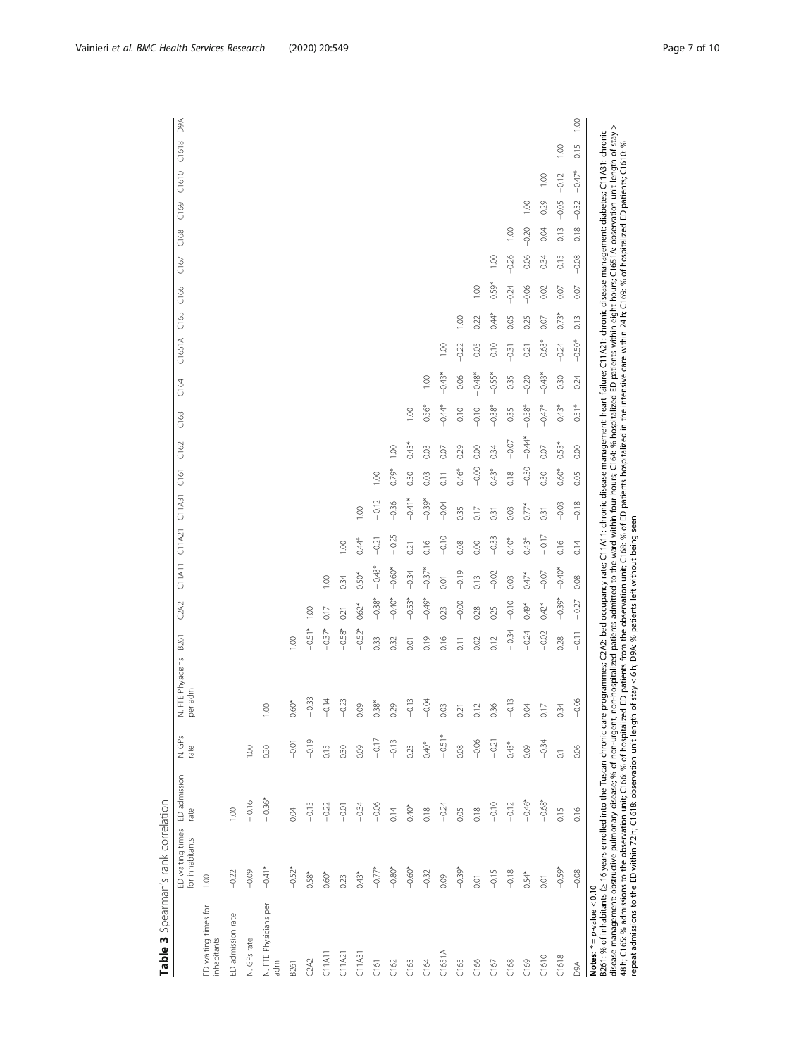**Table 3** Spearman's rank correlation

| | ED waiting times for inhabitants | ED admission rate | N. GPs rate | N. FTE Physicians per adm | B261 | C2A2 | C11A11 | C11A21 | C11A31 | C161 | C162 | C163 | C164 | C1651A | C165 | C166 | C167 | C168 | C169 | C1610 | C1618 | D9A |
|---|---|---|---|---|---|---|---|---|---|---|---|---|---|---|---|---|---|---|---|---|---|---|
| ED waiting times for inhabitants | 1.00 | | | | | | | | | | | | | | | | | | | | | |
| ED admission rate | −0.22 | 1.00 | | | | | | | | | | | | | | | | | | | | |
| N. GPs rate | −0.09 | −0.16 | 1.00 | | | | | | | | | | | | | | | | | | | |
| N. FTE Physicians per adm | −0.41* | −0.36* | 0.30 | 1.00 | | | | | | | | | | | | | | | | | | |
| B261 | −0.52* | 0.04 | −0.01 | 0.60* | 1.00 | | | | | | | | | | | | | | | | | |
| C2A2 | 0.58* | −0.15 | −0.19 | −0.33 | −0.51* | 1.00 | | | | | | | | | | | | | | | | |
| C11A11 | 0.60* | −0.22 | 0.15 | −0.14 | −0.37* | 0.17 | 1.00 | | | | | | | | | | | | | | | |
| C11A21 | 0.23 | −0.01 | 0.30 | −0.23 | −0.58* | 0.21 | 0.34 | 1.00 | | | | | | | | | | | | | | |
| C11A31 | 0.43* | −0.34 | 0.09 | 0.09 | −0.52* | 0.62* | 0.50* | 0.44* | 1.00 | | | | | | | | | | | | | |
| C161 | −0.77* | −0.06 | −0.17 | 0.38* | 0.33 | −0.38* | −0.43* | −0.21 | −0.12 | 1.00 | | | | | | | | | | | | |
| C162 | −0.80* | 0.14 | −0.13 | 0.29 | 0.32 | −0.40* | −0.60* | −0.25 | −0.36 | 0.79* | 1.00 | | | | | | | | | | | |
| C163 | −0.60* | 0.40* | 0.23 | −0.13 | 0.01 | −0.53* | −0.34 | 0.21 | −0.41* | 0.30 | 0.43* | 1.00 | | | | | | | | | | |
| C164 | −0.32 | 0.18 | 0.40* | −0.04 | 0.19 | −0.49* | −0.37* | 0.16 | −0.39* | 0.03 | 0.03 | 0.56* | 1.00 | | | | | | | | | |
| C1651A | 0.09 | −0.24 | −0.51* | 0.03 | 0.16 | 0.23 | 0.01 | −0.10 | −0.04 | 0.11 | 0.07 | −0.44* | −0.43* | 1.00 | | | | | | | | |
| C165 | −0.39* | 0.05 | 0.08 | 0.21 | 0.11 | −0.00 | −0.19 | 0.08 | 0.35 | 0.46* | 0.29 | 0.10 | 0.06 | −0.22 | 1.00 | | | | | | | |
| C166 | 0.01 | 0.18 | −0.06 | 0.12 | 0.02 | 0.28 | 0.13 | 0.00 | 0.17 | −0.00 | 0.00 | −0.10 | −0.48* | 0.05 | 0.22 | 1.00 | | | | | | |
| C167 | −0.15 | −0.10 | −0.21 | 0.36 | 0.12 | 0.25 | −0.02 | −0.33 | 0.31 | 0.43* | 0.34 | −0.38* | −0.55* | 0.10 | 0.44* | 0.59* | 1.00 | | | | | |
| C168 | −0.18 | −0.12 | 0.43* | −0.13 | −0.34 | −0.10 | 0.03 | 0.40* | 0.03 | 0.18 | −0.07 | 0.35 | 0.35 | −0.31 | 0.05 | −0.24 | −0.26 | 1.00 | | | | |
| C169 | 0.54* | −0.46* | 0.09 | 0.04 | −0.24 | 0.49* | 0.47* | 0.43* | 0.77* | −0.30 | −0.44* | −0.58* | −0.20 | 0.21 | 0.25 | −0.06 | 0.06 | −0.20 | 1.00 | | | |
| C1610 | 0.01 | −0.68* | −0.34 | 0.17 | −0.02 | 0.42* | −0.07 | −0.17 | 0.31 | 0.30 | 0.07 | −0.47* | −0.43* | 0.63* | 0.07 | 0.02 | 0.34 | 0.04 | 0.29 | 1.00 | | |
| C1618 | −0.59* | 0.15 | 0.1 | 0.34 | 0.28 | −0.39* | −0.40* | 0.16 | −0.03 | 0.60* | 0.53* | 0.43* | 0.30 | −0.24 | 0.73* | 0.07 | 0.15 | 0.13 | −0.05 | −0.12 | 1.00 | |
| D9A | −0.08 | 0.16 | 0.06 | −0.06 | −0.11 | −0.27 | 0.08 | 0.14 | −0.18 | 0.05 | 0.00 | 0.51* | 0.24 | −0.50* | 0.13 | 0.07 | −0.08 | 0.18 | −0.32 | −0.47* | 0.15 | 1.00 |

**Notes:** * = *p*-value < 0.10

B261: % of inhabitants (≥ 16 years enrolled into the Tuscan chronic care programmes; C2A2: bed occupancy rate; C11A11: chronic disease management: heart failure; C11A21: chronic disease management: diabetes; C11A31: chronic disease management: obstructive pulmonary disease; % of non-urgent, non-hospitalized patients admitted to the ward within four hours; C164: % hospitalized ED patients within eight hours; C1651A: observation unit length of stay > 48 h; C165: % admissions to the observation unit; C166: % of hospitalized ED patients from the observation unit; C168: % of ED patients hospitalized in the intensive care within 24 h; C169: % of hospitalized ED patients; C1610: % repeat admissions to the ED within 72 h; C1618: observation unit length of stay < 6 h; D9A: % patients left without being seen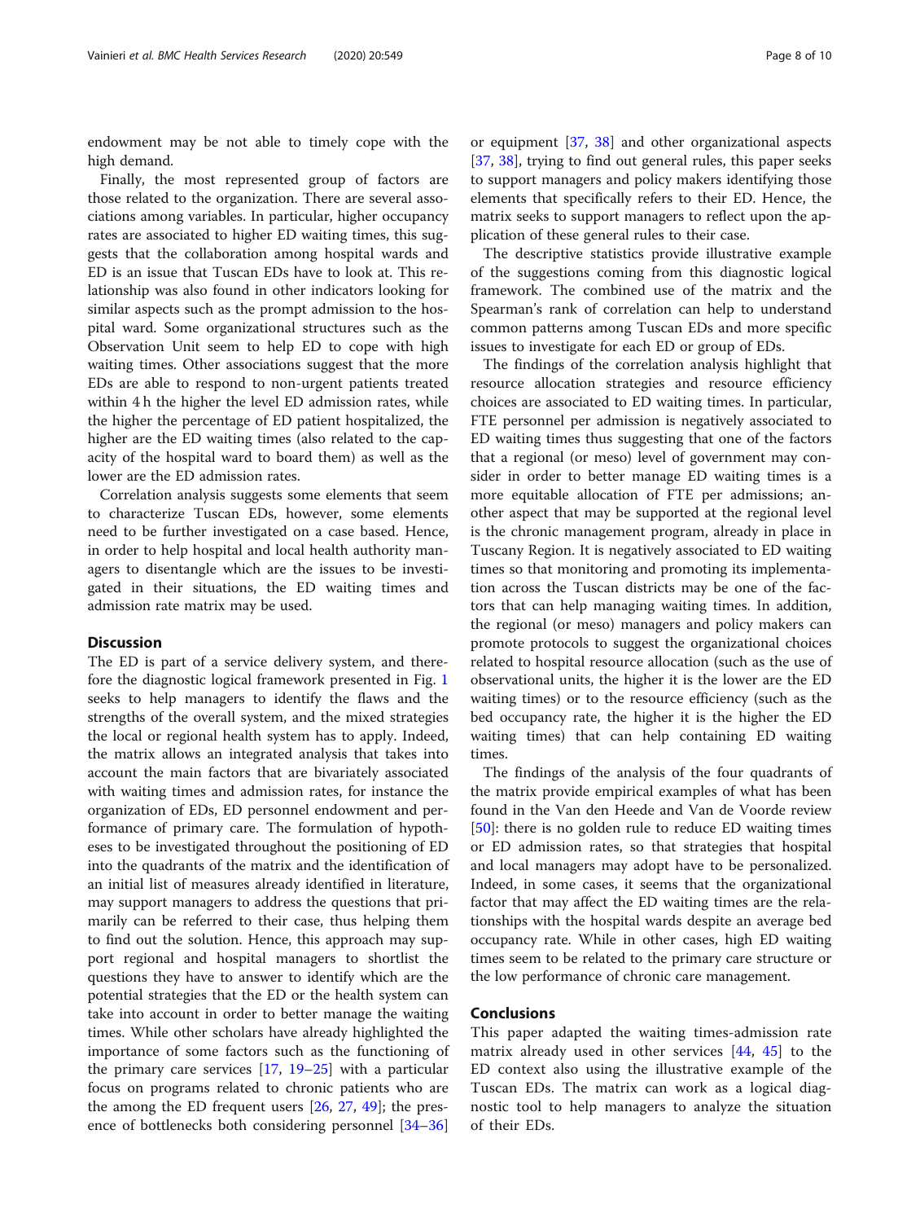endowment may be not able to timely cope with the high demand.

Finally, the most represented group of factors are those related to the organization. There are several associations among variables. In particular, higher occupancy rates are associated to higher ED waiting times, this suggests that the collaboration among hospital wards and ED is an issue that Tuscan EDs have to look at. This relationship was also found in other indicators looking for similar aspects such as the prompt admission to the hospital ward. Some organizational structures such as the Observation Unit seem to help ED to cope with high waiting times. Other associations suggest that the more EDs are able to respond to non-urgent patients treated within 4 h the higher the level ED admission rates, while the higher the percentage of ED patient hospitalized, the higher are the ED waiting times (also related to the capacity of the hospital ward to board them) as well as the lower are the ED admission rates.

Correlation analysis suggests some elements that seem to characterize Tuscan EDs, however, some elements need to be further investigated on a case based. Hence, in order to help hospital and local health authority managers to disentangle which are the issues to be investigated in their situations, the ED waiting times and admission rate matrix may be used.

## Discussion

The ED is part of a service delivery system, and therefore the diagnostic logical framework presented in Fig. 1 seeks to help managers to identify the flaws and the strengths of the overall system, and the mixed strategies the local or regional health system has to apply. Indeed, the matrix allows an integrated analysis that takes into account the main factors that are bivariately associated with waiting times and admission rates, for instance the organization of EDs, ED personnel endowment and performance of primary care. The formulation of hypotheses to be investigated throughout the positioning of ED into the quadrants of the matrix and the identification of an initial list of measures already identified in literature, may support managers to address the questions that primarily can be referred to their case, thus helping them to find out the solution. Hence, this approach may support regional and hospital managers to shortlist the questions they have to answer to identify which are the potential strategies that the ED or the health system can take into account in order to better manage the waiting times. While other scholars have already highlighted the importance of some factors such as the functioning of the primary care services [17, 19–25] with a particular focus on programs related to chronic patients who are the among the ED frequent users [26, 27, 49]; the presence of bottlenecks both considering personnel [34–36] or equipment [37, 38] and other organizational aspects [37, 38], trying to find out general rules, this paper seeks to support managers and policy makers identifying those elements that specifically refers to their ED. Hence, the matrix seeks to support managers to reflect upon the application of these general rules to their case.

The descriptive statistics provide illustrative example of the suggestions coming from this diagnostic logical framework. The combined use of the matrix and the Spearman's rank of correlation can help to understand common patterns among Tuscan EDs and more specific issues to investigate for each ED or group of EDs.

The findings of the correlation analysis highlight that resource allocation strategies and resource efficiency choices are associated to ED waiting times. In particular, FTE personnel per admission is negatively associated to ED waiting times thus suggesting that one of the factors that a regional (or meso) level of government may consider in order to better manage ED waiting times is a more equitable allocation of FTE per admissions; another aspect that may be supported at the regional level is the chronic management program, already in place in Tuscany Region. It is negatively associated to ED waiting times so that monitoring and promoting its implementation across the Tuscan districts may be one of the factors that can help managing waiting times. In addition, the regional (or meso) managers and policy makers can promote protocols to suggest the organizational choices related to hospital resource allocation (such as the use of observational units, the higher it is the lower are the ED waiting times) or to the resource efficiency (such as the bed occupancy rate, the higher it is the higher the ED waiting times) that can help containing ED waiting times.

The findings of the analysis of the four quadrants of the matrix provide empirical examples of what has been found in the Van den Heede and Van de Voorde review [50]: there is no golden rule to reduce ED waiting times or ED admission rates, so that strategies that hospital and local managers may adopt have to be personalized. Indeed, in some cases, it seems that the organizational factor that may affect the ED waiting times are the relationships with the hospital wards despite an average bed occupancy rate. While in other cases, high ED waiting times seem to be related to the primary care structure or the low performance of chronic care management.

## Conclusions

This paper adapted the waiting times-admission rate matrix already used in other services [44, 45] to the ED context also using the illustrative example of the Tuscan EDs. The matrix can work as a logical diagnostic tool to help managers to analyze the situation of their EDs.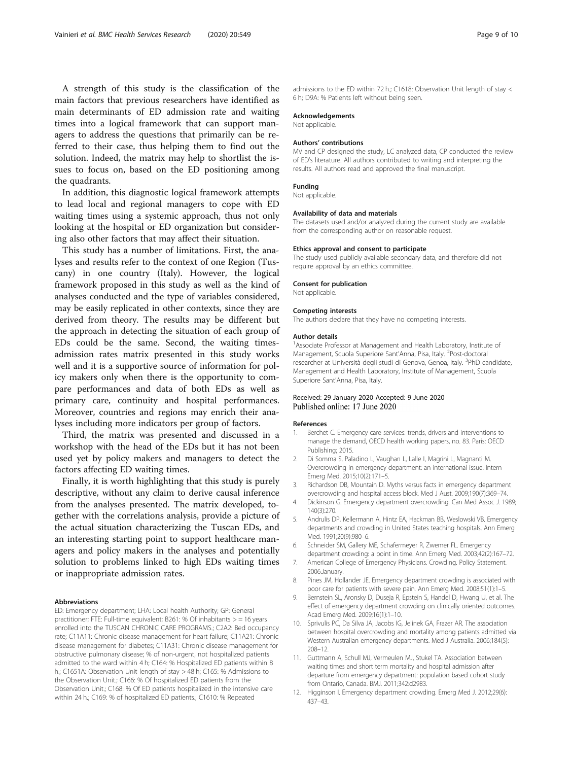A strength of this study is the classification of the main factors that previous researchers have identified as main determinants of ED admission rate and waiting times into a logical framework that can support managers to address the questions that primarily can be referred to their case, thus helping them to find out the solution. Indeed, the matrix may help to shortlist the issues to focus on, based on the ED positioning among the quadrants.

In addition, this diagnostic logical framework attempts to lead local and regional managers to cope with ED waiting times using a systemic approach, thus not only looking at the hospital or ED organization but considering also other factors that may affect their situation.

This study has a number of limitations. First, the analyses and results refer to the context of one Region (Tuscany) in one country (Italy). However, the logical framework proposed in this study as well as the kind of analyses conducted and the type of variables considered, may be easily replicated in other contexts, since they are derived from theory. The results may be different but the approach in detecting the situation of each group of EDs could be the same. Second, the waiting times-admission rates matrix presented in this study works well and it is a supportive source of information for policy makers only when there is the opportunity to compare performances and data of both EDs as well as primary care, continuity and hospital performances. Moreover, countries and regions may enrich their analyses including more indicators per group of factors.

Third, the matrix was presented and discussed in a workshop with the head of the EDs but it has not been used yet by policy makers and managers to detect the factors affecting ED waiting times.

Finally, it is worth highlighting that this study is purely descriptive, without any claim to derive causal inference from the analyses presented. The matrix developed, together with the correlations analysis, provide a picture of the actual situation characterizing the Tuscan EDs, and an interesting starting point to support healthcare managers and policy makers in the analyses and potentially solution to problems linked to high EDs waiting times or inappropriate admission rates.

#### Abbreviations

ED: Emergency department; LHA: Local health Authority; GP: General practitioner; FTE: Full-time equivalent; B261: % Of inhabitants >= 16 years enrolled into the TUSCAN CHRONIC CARE PROGRAMS.; C2A2: Bed occupancy rate; C11A11: Chronic disease management for heart failure; C11A21: Chronic disease management for diabetes; C11A31: Chronic disease management for obstructive pulmonary disease; % of non-urgent, not hospitalized patients admitted to the ward within 4 h; C164: % Hospitalized ED patients within 8 h.; C1651A: Observation Unit length of stay > 48 h; C165: % Admissions to the Observation Unit.; C166: % Of hospitalized ED patients from the Observation Unit.; C168: % Of ED patients hospitalized in the intensive care within 24 h.; C169: % of hospitalized ED patients.; C1610: % Repeated admissions to the ED within 72 h.; C1618: Observation Unit length of stay < 6 h; D9A: % Patients left without being seen.

#### Acknowledgements

Not applicable.

#### Authors' contributions

MV and CP designed the study, LC analyzed data, CP conducted the review of ED's literature. All authors contributed to writing and interpreting the results. All authors read and approved the final manuscript.

#### Funding

Not applicable.

#### Availability of data and materials

The datasets used and/or analyzed during the current study are available from the corresponding author on reasonable request.

#### Ethics approval and consent to participate

The study used publicly available secondary data, and therefore did not require approval by an ethics committee.

#### Consent for publication

Not applicable.

#### Competing interests

The authors declare that they have no competing interests.

#### Author details

[1]Associate Professor at Management and Health Laboratory, Institute of Management, Scuola Superiore Sant'Anna, Pisa, Italy. [2]Post-doctoral researcher at Università degli studi di Genova, Genoa, Italy. [3]PhD candidate, Management and Health Laboratory, Institute of Management, Scuola Superiore Sant'Anna, Pisa, Italy.

Received: 29 January 2020 Accepted: 9 June 2020
Published online: 17 June 2020

#### References

1. Berchet C. Emergency care services: trends, drivers and interventions to manage the demand, OECD health working papers, no. 83. Paris: OECD Publishing; 2015.
2. Di Somma S, Paladino L, Vaughan L, Lalle I, Magrini L, Magnanti M. Overcrowding in emergency department: an international issue. Intern Emerg Med. 2015;10(2):171–5.
3. Richardson DB, Mountain D. Myths versus facts in emergency department overcrowding and hospital access block. Med J Aust. 2009;190(7):369–74.
4. Dickinson G. Emergency department overcrowding. Can Med Assoc J. 1989; 140(3):270.
5. Andrulis DP, Kellermann A, Hintz EA, Hackman BB, Weslowski VB. Emergency departments and crowding in United States teaching hospitals. Ann Emerg Med. 1991;20(9):980–6.
6. Schneider SM, Gallery ME, Schafermeyer R, Zwemer FL. Emergency department crowding: a point in time. Ann Emerg Med. 2003;42(2):167–72.
7. American College of Emergency Physicians. Crowding. Policy Statement. 2006.January.
8. Pines JM, Hollander JE. Emergency department crowding is associated with poor care for patients with severe pain. Ann Emerg Med. 2008;51(1):1–5.
9. Bernstein SL, Aronsky D, Duseja R, Epstein S, Handel D, Hwang U, et al. The effect of emergency department crowding on clinically oriented outcomes. Acad Emerg Med. 2009;16(1):1–10.
10. Sprivulis PC, Da Silva JA, Jacobs IG, Jelinek GA, Frazer AR. The association between hospital overcrowding and mortality among patients admitted via Western Australian emergency departments. Med J Australia. 2006;184(5): 208–12.
11. Guttmann A, Schull MJ, Vermeulen MJ, Stukel TA. Association between waiting times and short term mortality and hospital admission after departure from emergency department: population based cohort study from Ontario, Canada. BMJ. 2011;342:d2983.
12. Higginson I. Emergency department crowding. Emerg Med J. 2012;29(6): 437–43.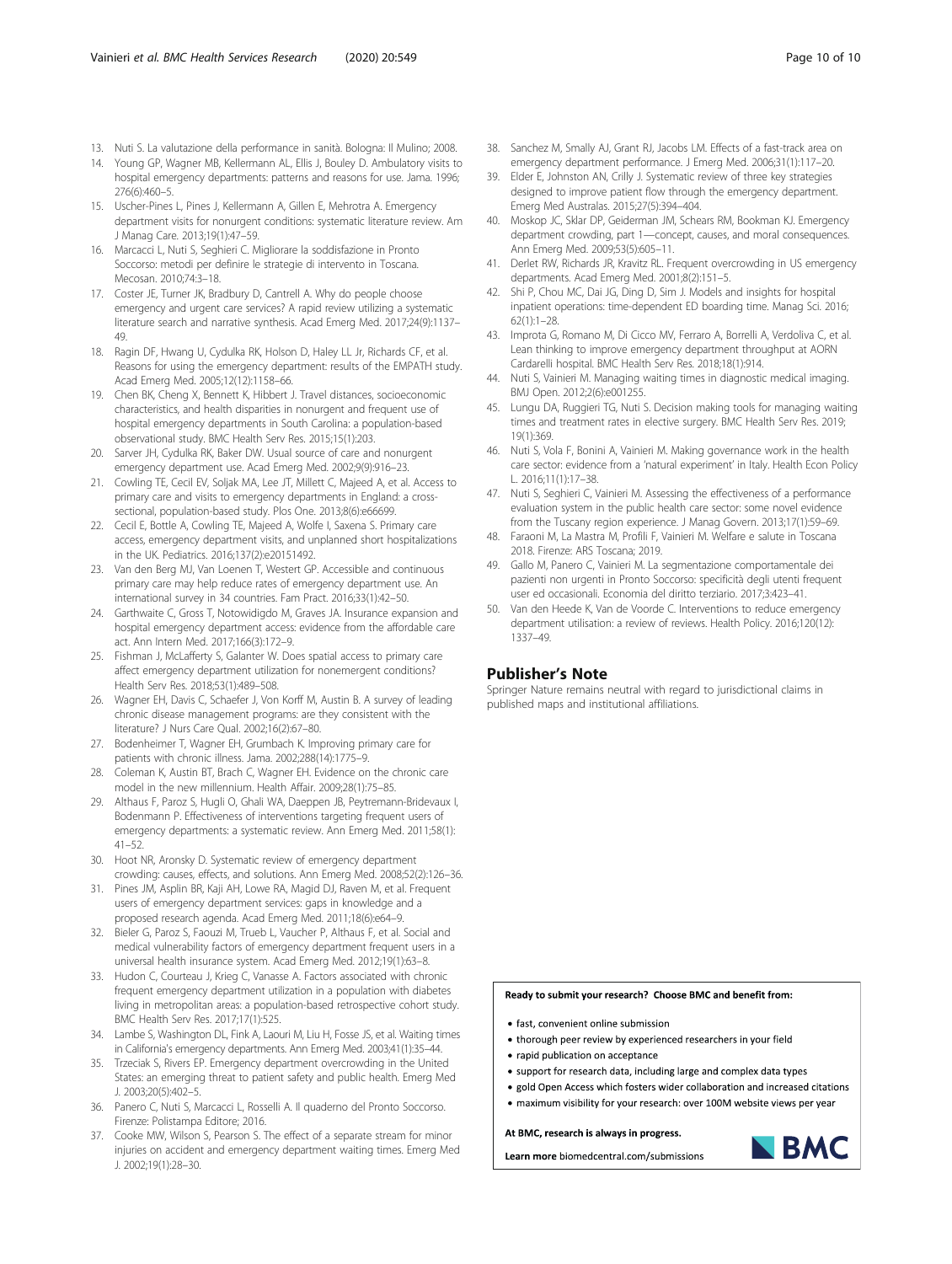13. Nuti S. La valutazione della performance in sanità. Bologna: Il Mulino; 2008.
14. Young GP, Wagner MB, Kellermann AL, Ellis J, Bouley D. Ambulatory visits to hospital emergency departments: patterns and reasons for use. Jama. 1996; 276(6):460–5.
15. Uscher-Pines L, Pines J, Kellermann A, Gillen E, Mehrotra A. Emergency department visits for nonurgent conditions: systematic literature review. Am J Manag Care. 2013;19(1):47–59.
16. Marcacci L, Nuti S, Seghieri C. Migliorare la soddisfazione in Pronto Soccorso: metodi per definire le strategie di intervento in Toscana. Mecosan. 2010;74:3–18.
17. Coster JE, Turner JK, Bradbury D, Cantrell A. Why do people choose emergency and urgent care services? A rapid review utilizing a systematic literature search and narrative synthesis. Acad Emerg Med. 2017;24(9):1137–49.
18. Ragin DF, Hwang U, Cydulka RK, Holson D, Haley LL Jr, Richards CF, et al. Reasons for using the emergency department: results of the EMPATH study. Acad Emerg Med. 2005;12(12):1158–66.
19. Chen BK, Cheng X, Bennett K, Hibbert J. Travel distances, socioeconomic characteristics, and health disparities in nonurgent and frequent use of hospital emergency departments in South Carolina: a population-based observational study. BMC Health Serv Res. 2015;15(1):203.
20. Sarver JH, Cydulka RK, Baker DW. Usual source of care and nonurgent emergency department use. Acad Emerg Med. 2002;9(9):916–23.
21. Cowling TE, Cecil EV, Soljak MA, Lee JT, Millett C, Majeed A, et al. Access to primary care and visits to emergency departments in England: a cross-sectional, population-based study. Plos One. 2013;8(6):e66699.
22. Cecil E, Bottle A, Cowling TE, Majeed A, Wolfe I, Saxena S. Primary care access, emergency department visits, and unplanned short hospitalizations in the UK. Pediatrics. 2016;137(2):e20151492.
23. Van den Berg MJ, Van Loenen T, Westert GP. Accessible and continuous primary care may help reduce rates of emergency department use. An international survey in 34 countries. Fam Pract. 2016;33(1):42–50.
24. Garthwaite C, Gross T, Notowidigdo M, Graves JA. Insurance expansion and hospital emergency department access: evidence from the affordable care act. Ann Intern Med. 2017;166(3):172–9.
25. Fishman J, McLafferty S, Galanter W. Does spatial access to primary care affect emergency department utilization for nonemergent conditions? Health Serv Res. 2018;53(1):489–508.
26. Wagner EH, Davis C, Schaefer J, Von Korff M, Austin B. A survey of leading chronic disease management programs: are they consistent with the literature? J Nurs Care Qual. 2002;16(2):67–80.
27. Bodenheimer T, Wagner EH, Grumbach K. Improving primary care for patients with chronic illness. Jama. 2002;288(14):1775–9.
28. Coleman K, Austin BT, Brach C, Wagner EH. Evidence on the chronic care model in the new millennium. Health Affair. 2009;28(1):75–85.
29. Althaus F, Paroz S, Hugli O, Ghali WA, Daeppen JB, Peytremann-Bridevaux I, Bodenmann P. Effectiveness of interventions targeting frequent users of emergency departments: a systematic review. Ann Emerg Med. 2011;58(1):41–52.
30. Hoot NR, Aronsky D. Systematic review of emergency department crowding: causes, effects, and solutions. Ann Emerg Med. 2008;52(2):126–36.
31. Pines JM, Asplin BR, Kaji AH, Lowe RA, Magid DJ, Raven M, et al. Frequent users of emergency department services: gaps in knowledge and a proposed research agenda. Acad Emerg Med. 2011;18(6):e64–9.
32. Bieler G, Paroz S, Faouzi M, Trueb L, Vaucher P, Althaus F, et al. Social and medical vulnerability factors of emergency department frequent users in a universal health insurance system. Acad Emerg Med. 2012;19(1):63–8.
33. Hudon C, Courteau J, Krieg C, Vanasse A. Factors associated with chronic frequent emergency department utilization in a population with diabetes living in metropolitan areas: a population-based retrospective cohort study. BMC Health Serv Res. 2017;17(1):525.
34. Lambe S, Washington DL, Fink A, Laouri M, Liu H, Fosse JS, et al. Waiting times in California's emergency departments. Ann Emerg Med. 2003;41(1):35–44.
35. Trzeciak S, Rivers EP. Emergency department overcrowding in the United States: an emerging threat to patient safety and public health. Emerg Med J. 2003;20(5):402–5.
36. Panero C, Nuti S, Marcacci L, Rosselli A. Il quaderno del Pronto Soccorso. Firenze: Polistampa Editore; 2016.
37. Cooke MW, Wilson S, Pearson S. The effect of a separate stream for minor injuries on accident and emergency department waiting times. Emerg Med J. 2002;19(1):28–30.
38. Sanchez M, Smally AJ, Grant RJ, Jacobs LM. Effects of a fast-track area on emergency department performance. J Emerg Med. 2006;31(1):117–20.
39. Elder E, Johnston AN, Crilly J. Systematic review of three key strategies designed to improve patient flow through the emergency department. Emerg Med Australas. 2015;27(5):394–404.
40. Moskop JC, Sklar DP, Geiderman JM, Schears RM, Bookman KJ. Emergency department crowding, part 1—concept, causes, and moral consequences. Ann Emerg Med. 2009;53(5):605–11.
41. Derlet RW, Richards JR, Kravitz RL. Frequent overcrowding in US emergency departments. Acad Emerg Med. 2001;8(2):151–5.
42. Shi P, Chou MC, Dai JG, Ding D, Sim J. Models and insights for hospital inpatient operations: time-dependent ED boarding time. Manag Sci. 2016; 62(1):1–28.
43. Improta G, Romano M, Di Cicco MV, Ferraro A, Borrelli A, Verdoliva C, et al. Lean thinking to improve emergency department throughput at AORN Cardarelli hospital. BMC Health Serv Res. 2018;18(1):914.
44. Nuti S, Vainieri M. Managing waiting times in diagnostic medical imaging. BMJ Open. 2012;2(6):e001255.
45. Lungu DA, Ruggieri TG, Nuti S. Decision making tools for managing waiting times and treatment rates in elective surgery. BMC Health Serv Res. 2019; 19(1):369.
46. Nuti S, Vola F, Bonini A, Vainieri M. Making governance work in the health care sector: evidence from a 'natural experiment' in Italy. Health Econ Policy L. 2016;11(1):17–38.
47. Nuti S, Seghieri C, Vainieri M. Assessing the effectiveness of a performance evaluation system in the public health care sector: some novel evidence from the Tuscany region experience. J Manag Govern. 2013;17(1):59–69.
48. Faraoni M, La Mastra M, Profili F, Vainieri M. Welfare e salute in Toscana 2018. Firenze: ARS Toscana; 2019.
49. Gallo M, Panero C, Vainieri M. La segmentazione comportamentale dei pazienti non urgenti in Pronto Soccorso: specificità degli utenti frequent user ed occasionali. Economia del diritto terziario. 2017;3:423–41.
50. Van den Heede K, Van de Voorde C. Interventions to reduce emergency department utilisation: a review of reviews. Health Policy. 2016;120(12): 1337–49.

## Publisher's Note

Springer Nature remains neutral with regard to jurisdictional claims in published maps and institutional affiliations.

**Ready to submit your research? Choose BMC and benefit from:**

- fast, convenient online submission
- thorough peer review by experienced researchers in your field
- rapid publication on acceptance
- support for research data, including large and complex data types
- gold Open Access which fosters wider collaboration and increased citations
- maximum visibility for your research: over 100M website views per year

**At BMC, research is always in progress.**

**Learn more** biomedcentral.com/submissions